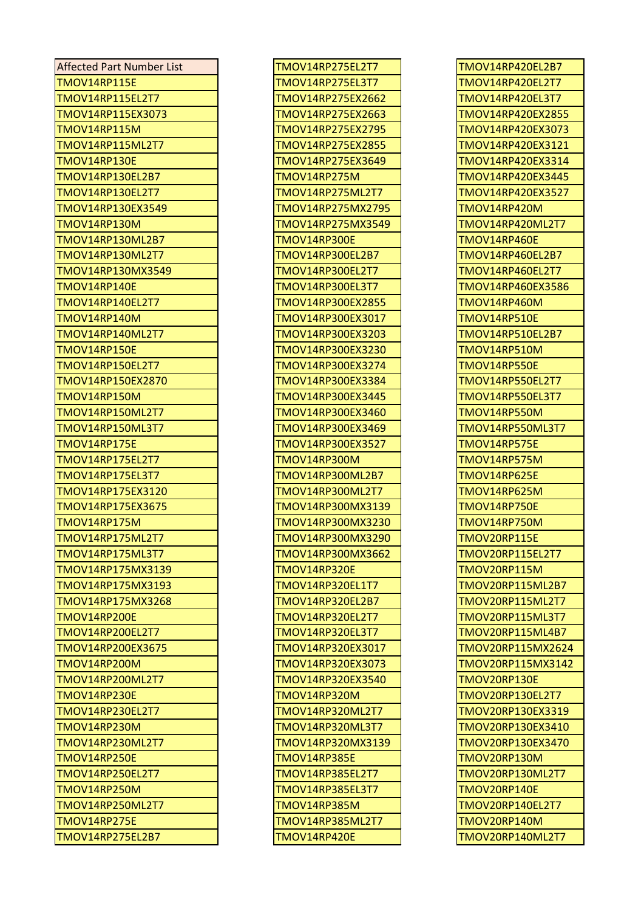| Affected Part Number List |
|---|
| TMOV14RP115E |
| TMOV14RP115EL2T7 |
| TMOV14RP115EX3073 |
| TMOV14RP115M |
| TMOV14RP115ML2T7 |
| TMOV14RP130E |
| TMOV14RP130EL2B7 |
| TMOV14RP130EL2T7 |
| TMOV14RP130EX3549 |
| TMOV14RP130M |
| TMOV14RP130ML2B7 |
| TMOV14RP130ML2T7 |
| TMOV14RP130MX3549 |
| TMOV14RP140E |
| TMOV14RP140EL2T7 |
| TMOV14RP140M |
| TMOV14RP140ML2T7 |
| TMOV14RP150E |
| TMOV14RP150EL2T7 |
| TMOV14RP150EX2870 |
| TMOV14RP150M |
| TMOV14RP150ML2T7 |
| TMOV14RP150ML3T7 |
| TMOV14RP175E |
| TMOV14RP175EL2T7 |
| TMOV14RP175EL3T7 |
| TMOV14RP175EX3120 |
| TMOV14RP175EX3675 |
| TMOV14RP175M |
| TMOV14RP175ML2T7 |
| TMOV14RP175ML3T7 |
| TMOV14RP175MX3139 |
| TMOV14RP175MX3193 |
| TMOV14RP175MX3268 |
| TMOV14RP200E |
| TMOV14RP200EL2T7 |
| TMOV14RP200EX3675 |
| TMOV14RP200M |
| TMOV14RP200ML2T7 |
| TMOV14RP230E |
| TMOV14RP230EL2T7 |
| TMOV14RP230M |
| TMOV14RP230ML2T7 |
| TMOV14RP250E |
| TMOV14RP250EL2T7 |
| TMOV14RP250M |
| TMOV14RP250ML2T7 |
| TMOV14RP275E |
| TMOV14RP275EL2B7 |
| TMOV14RP275EL2T7 |
| TMOV14RP275EL3T7 |
| TMOV14RP275EX2662 |
| TMOV14RP275EX2663 |
| TMOV14RP275EX2795 |
| TMOV14RP275EX2855 |
| TMOV14RP275EX3649 |
| TMOV14RP275M |
| TMOV14RP275ML2T7 |
| TMOV14RP275MX2795 |
| TMOV14RP275MX3549 |
| TMOV14RP300E |
| TMOV14RP300EL2B7 |
| TMOV14RP300EL2T7 |
| TMOV14RP300EL3T7 |
| TMOV14RP300EX2855 |
| TMOV14RP300EX3017 |
| TMOV14RP300EX3203 |
| TMOV14RP300EX3230 |
| TMOV14RP300EX3274 |
| TMOV14RP300EX3384 |
| TMOV14RP300EX3445 |
| TMOV14RP300EX3460 |
| TMOV14RP300EX3469 |
| TMOV14RP300EX3527 |
| TMOV14RP300M |
| TMOV14RP300ML2B7 |
| TMOV14RP300ML2T7 |
| TMOV14RP300MX3139 |
| TMOV14RP300MX3230 |
| TMOV14RP300MX3290 |
| TMOV14RP300MX3662 |
| TMOV14RP320E |
| TMOV14RP320EL1T7 |
| TMOV14RP320EL2B7 |
| TMOV14RP320EL2T7 |
| TMOV14RP320EL3T7 |
| TMOV14RP320EX3017 |
| TMOV14RP320EX3073 |
| TMOV14RP320EX3540 |
| TMOV14RP320M |
| TMOV14RP320ML2T7 |
| TMOV14RP320ML3T7 |
| TMOV14RP320MX3139 |
| TMOV14RP385E |
| TMOV14RP385EL2T7 |
| TMOV14RP385EL3T7 |
| TMOV14RP385M |
| TMOV14RP385ML2T7 |
| TMOV14RP420E |
| TMOV14RP420EL2B7 |
| TMOV14RP420EL2T7 |
| TMOV14RP420EL3T7 |
| TMOV14RP420EX2855 |
| TMOV14RP420EX3073 |
| TMOV14RP420EX3121 |
| TMOV14RP420EX3314 |
| TMOV14RP420EX3445 |
| TMOV14RP420EX3527 |
| TMOV14RP420M |
| TMOV14RP420ML2T7 |
| TMOV14RP460E |
| TMOV14RP460EL2B7 |
| TMOV14RP460EL2T7 |
| TMOV14RP460EX3586 |
| TMOV14RP460M |
| TMOV14RP510E |
| TMOV14RP510EL2B7 |
| TMOV14RP510M |
| TMOV14RP550E |
| TMOV14RP550EL2T7 |
| TMOV14RP550EL3T7 |
| TMOV14RP550M |
| TMOV14RP550ML3T7 |
| TMOV14RP575E |
| TMOV14RP575M |
| TMOV14RP625E |
| TMOV14RP625M |
| TMOV14RP750E |
| TMOV14RP750M |
| TMOV20RP115E |
| TMOV20RP115EL2T7 |
| TMOV20RP115M |
| TMOV20RP115ML2B7 |
| TMOV20RP115ML2T7 |
| TMOV20RP115ML3T7 |
| TMOV20RP115ML4B7 |
| TMOV20RP115MX2624 |
| TMOV20RP115MX3142 |
| TMOV20RP130E |
| TMOV20RP130EL2T7 |
| TMOV20RP130EX3319 |
| TMOV20RP130EX3410 |
| TMOV20RP130EX3470 |
| TMOV20RP130M |
| TMOV20RP130ML2T7 |
| TMOV20RP140E |
| TMOV20RP140EL2T7 |
| TMOV20RP140M |
| TMOV20RP140ML2T7 |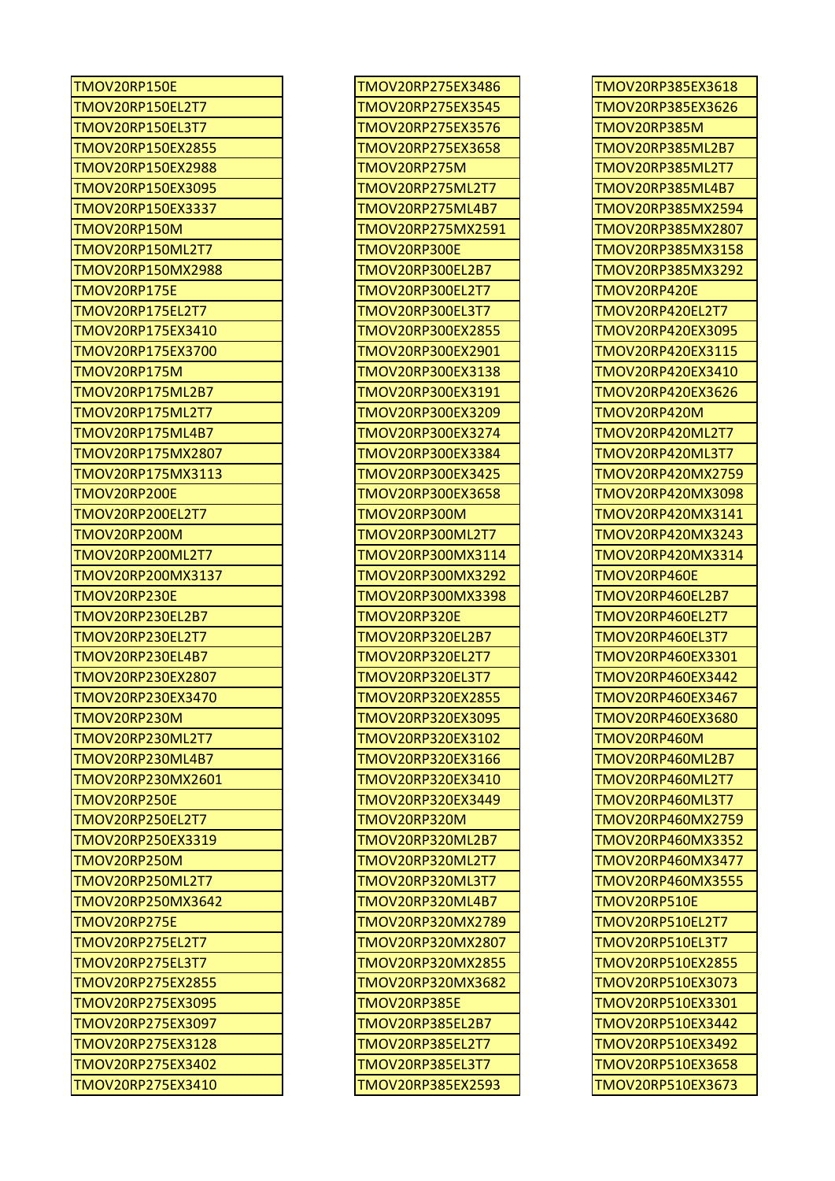| | | |
|---|---|---|
| TMOV20RP150E | TMOV20RP275EX3486 | TMOV20RP385EX3618 |
| TMOV20RP150EL2T7 | TMOV20RP275EX3545 | TMOV20RP385EX3626 |
| TMOV20RP150EL3T7 | TMOV20RP275EX3576 | TMOV20RP385M |
| TMOV20RP150EX2855 | TMOV20RP275EX3658 | TMOV20RP385ML2B7 |
| TMOV20RP150EX2988 | TMOV20RP275M | TMOV20RP385ML2T7 |
| TMOV20RP150EX3095 | TMOV20RP275ML2T7 | TMOV20RP385ML4B7 |
| TMOV20RP150EX3337 | TMOV20RP275ML4B7 | TMOV20RP385MX2594 |
| TMOV20RP150M | TMOV20RP275MX2591 | TMOV20RP385MX2807 |
| TMOV20RP150ML2T7 | TMOV20RP300E | TMOV20RP385MX3158 |
| TMOV20RP150MX2988 | TMOV20RP300EL2B7 | TMOV20RP385MX3292 |
| TMOV20RP175E | TMOV20RP300EL2T7 | TMOV20RP420E |
| TMOV20RP175EL2T7 | TMOV20RP300EL3T7 | TMOV20RP420EL2T7 |
| TMOV20RP175EX3410 | TMOV20RP300EX2855 | TMOV20RP420EX3095 |
| TMOV20RP175EX3700 | TMOV20RP300EX2901 | TMOV20RP420EX3115 |
| TMOV20RP175M | TMOV20RP300EX3138 | TMOV20RP420EX3410 |
| TMOV20RP175ML2B7 | TMOV20RP300EX3191 | TMOV20RP420EX3626 |
| TMOV20RP175ML2T7 | TMOV20RP300EX3209 | TMOV20RP420M |
| TMOV20RP175ML4B7 | TMOV20RP300EX3274 | TMOV20RP420ML2T7 |
| TMOV20RP175MX2807 | TMOV20RP300EX3384 | TMOV20RP420ML3T7 |
| TMOV20RP175MX3113 | TMOV20RP300EX3425 | TMOV20RP420MX2759 |
| TMOV20RP200E | TMOV20RP300EX3658 | TMOV20RP420MX3098 |
| TMOV20RP200EL2T7 | TMOV20RP300M | TMOV20RP420MX3141 |
| TMOV20RP200M | TMOV20RP300ML2T7 | TMOV20RP420MX3243 |
| TMOV20RP200ML2T7 | TMOV20RP300MX3114 | TMOV20RP420MX3314 |
| TMOV20RP200MX3137 | TMOV20RP300MX3292 | TMOV20RP460E |
| TMOV20RP230E | TMOV20RP300MX3398 | TMOV20RP460EL2B7 |
| TMOV20RP230EL2B7 | TMOV20RP320E | TMOV20RP460EL2T7 |
| TMOV20RP230EL2T7 | TMOV20RP320EL2B7 | TMOV20RP460EL3T7 |
| TMOV20RP230EL4B7 | TMOV20RP320EL2T7 | TMOV20RP460EX3301 |
| TMOV20RP230EX2807 | TMOV20RP320EL3T7 | TMOV20RP460EX3442 |
| TMOV20RP230EX3470 | TMOV20RP320EX2855 | TMOV20RP460EX3467 |
| TMOV20RP230M | TMOV20RP320EX3095 | TMOV20RP460EX3680 |
| TMOV20RP230ML2T7 | TMOV20RP320EX3102 | TMOV20RP460M |
| TMOV20RP230ML4B7 | TMOV20RP320EX3166 | TMOV20RP460ML2B7 |
| TMOV20RP230MX2601 | TMOV20RP320EX3410 | TMOV20RP460ML2T7 |
| TMOV20RP250E | TMOV20RP320EX3449 | TMOV20RP460ML3T7 |
| TMOV20RP250EL2T7 | TMOV20RP320M | TMOV20RP460MX2759 |
| TMOV20RP250EX3319 | TMOV20RP320ML2B7 | TMOV20RP460MX3352 |
| TMOV20RP250M | TMOV20RP320ML2T7 | TMOV20RP460MX3477 |
| TMOV20RP250ML2T7 | TMOV20RP320ML3T7 | TMOV20RP460MX3555 |
| TMOV20RP250MX3642 | TMOV20RP320ML4B7 | TMOV20RP510E |
| TMOV20RP275E | TMOV20RP320MX2789 | TMOV20RP510EL2T7 |
| TMOV20RP275EL2T7 | TMOV20RP320MX2807 | TMOV20RP510EL3T7 |
| TMOV20RP275EL3T7 | TMOV20RP320MX2855 | TMOV20RP510EX2855 |
| TMOV20RP275EX2855 | TMOV20RP320MX3682 | TMOV20RP510EX3073 |
| TMOV20RP275EX3095 | TMOV20RP385E | TMOV20RP510EX3301 |
| TMOV20RP275EX3097 | TMOV20RP385EL2B7 | TMOV20RP510EX3442 |
| TMOV20RP275EX3128 | TMOV20RP385EL2T7 | TMOV20RP510EX3492 |
| TMOV20RP275EX3402 | TMOV20RP385EL3T7 | TMOV20RP510EX3658 |
| TMOV20RP275EX3410 | TMOV20RP385EX2593 | TMOV20RP510EX3673 |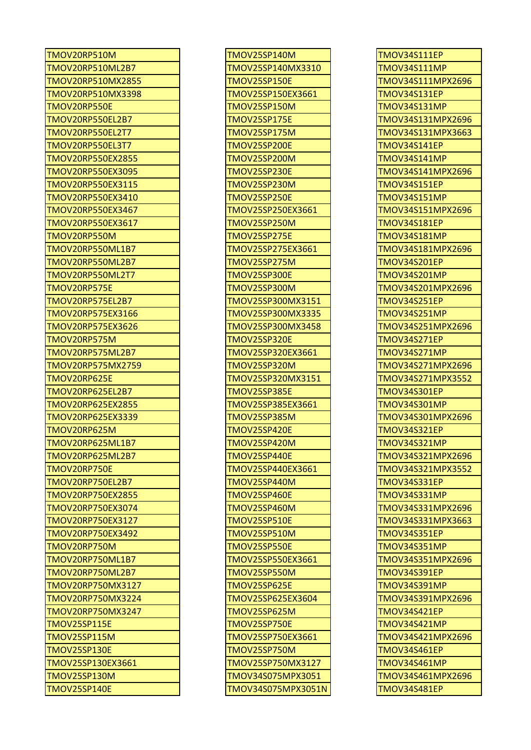TMOV20RP510M
TMOV20RP510ML2B7
TMOV20RP510MX2855
TMOV20RP510MX3398
TMOV20RP550E
TMOV20RP550EL2B7
TMOV20RP550EL2T7
TMOV20RP550EL3T7
TMOV20RP550EX2855
TMOV20RP550EX3095
TMOV20RP550EX3115
TMOV20RP550EX3410
TMOV20RP550EX3467
TMOV20RP550EX3617
TMOV20RP550M
TMOV20RP550ML1B7
TMOV20RP550ML2B7
TMOV20RP550ML2T7
TMOV20RP575E
TMOV20RP575EL2B7
TMOV20RP575EX3166
TMOV20RP575EX3626
TMOV20RP575M
TMOV20RP575ML2B7
TMOV20RP575MX2759
TMOV20RP625E
TMOV20RP625EL2B7
TMOV20RP625EX2855
TMOV20RP625EX3339
TMOV20RP625M
TMOV20RP625ML1B7
TMOV20RP625ML2B7
TMOV20RP750E
TMOV20RP750EL2B7
TMOV20RP750EX2855
TMOV20RP750EX3074
TMOV20RP750EX3127
TMOV20RP750EX3492
TMOV20RP750M
TMOV20RP750ML1B7
TMOV20RP750ML2B7
TMOV20RP750MX3127
TMOV20RP750MX3224
TMOV20RP750MX3247
TMOV25SP115E
TMOV25SP115M
TMOV25SP130E
TMOV25SP130EX3661
TMOV25SP130M
TMOV25SP140E
TMOV25SP140M
TMOV25SP140MX3310
TMOV25SP150E
TMOV25SP150EX3661
TMOV25SP150M
TMOV25SP175E
TMOV25SP175M
TMOV25SP200E
TMOV25SP200M
TMOV25SP230E
TMOV25SP230M
TMOV25SP250E
TMOV25SP250EX3661
TMOV25SP250M
TMOV25SP275E
TMOV25SP275EX3661
TMOV25SP275M
TMOV25SP300E
TMOV25SP300M
TMOV25SP300MX3151
TMOV25SP300MX3335
TMOV25SP300MX3458
TMOV25SP320E
TMOV25SP320EX3661
TMOV25SP320M
TMOV25SP320MX3151
TMOV25SP385E
TMOV25SP385EX3661
TMOV25SP385M
TMOV25SP420E
TMOV25SP420M
TMOV25SP440E
TMOV25SP440EX3661
TMOV25SP440M
TMOV25SP460E
TMOV25SP460M
TMOV25SP510E
TMOV25SP510M
TMOV25SP550E
TMOV25SP550EX3661
TMOV25SP550M
TMOV25SP625E
TMOV25SP625EX3604
TMOV25SP625M
TMOV25SP750E
TMOV25SP750EX3661
TMOV25SP750M
TMOV25SP750MX3127
TMOV34S075MPX3051
TMOV34S075MPX3051N
TMOV34S111EP
TMOV34S111MP
TMOV34S111MPX2696
TMOV34S131EP
TMOV34S131MP
TMOV34S131MPX2696
TMOV34S131MPX3663
TMOV34S141EP
TMOV34S141MP
TMOV34S141MPX2696
TMOV34S151EP
TMOV34S151MP
TMOV34S151MPX2696
TMOV34S181EP
TMOV34S181MP
TMOV34S181MPX2696
TMOV34S201EP
TMOV34S201MP
TMOV34S201MPX2696
TMOV34S251EP
TMOV34S251MP
TMOV34S251MPX2696
TMOV34S271EP
TMOV34S271MP
TMOV34S271MPX2696
TMOV34S271MPX3552
TMOV34S301EP
TMOV34S301MP
TMOV34S301MPX2696
TMOV34S321EP
TMOV34S321MP
TMOV34S321MPX2696
TMOV34S321MPX3552
TMOV34S331EP
TMOV34S331MP
TMOV34S331MPX2696
TMOV34S331MPX3663
TMOV34S351EP
TMOV34S351MP
TMOV34S351MPX2696
TMOV34S391EP
TMOV34S391MP
TMOV34S391MPX2696
TMOV34S421EP
TMOV34S421MP
TMOV34S421MPX2696
TMOV34S461EP
TMOV34S461MP
TMOV34S461MPX2696
TMOV34S481EP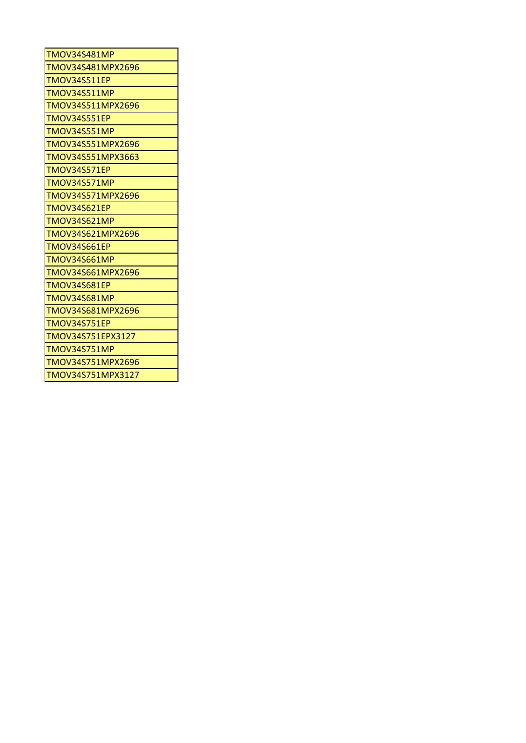| |
|---|
| TMOV34S481MP |
| TMOV34S481MPX2696 |
| TMOV34S511EP |
| TMOV34S511MP |
| TMOV34S511MPX2696 |
| TMOV34S551EP |
| TMOV34S551MP |
| TMOV34S551MPX2696 |
| TMOV34S551MPX3663 |
| TMOV34S571EP |
| TMOV34S571MP |
| TMOV34S571MPX2696 |
| TMOV34S621EP |
| TMOV34S621MP |
| TMOV34S621MPX2696 |
| TMOV34S661EP |
| TMOV34S661MP |
| TMOV34S661MPX2696 |
| TMOV34S681EP |
| TMOV34S681MP |
| TMOV34S681MPX2696 |
| TMOV34S751EP |
| TMOV34S751EPX3127 |
| TMOV34S751MP |
| TMOV34S751MPX2696 |
| TMOV34S751MPX3127 |